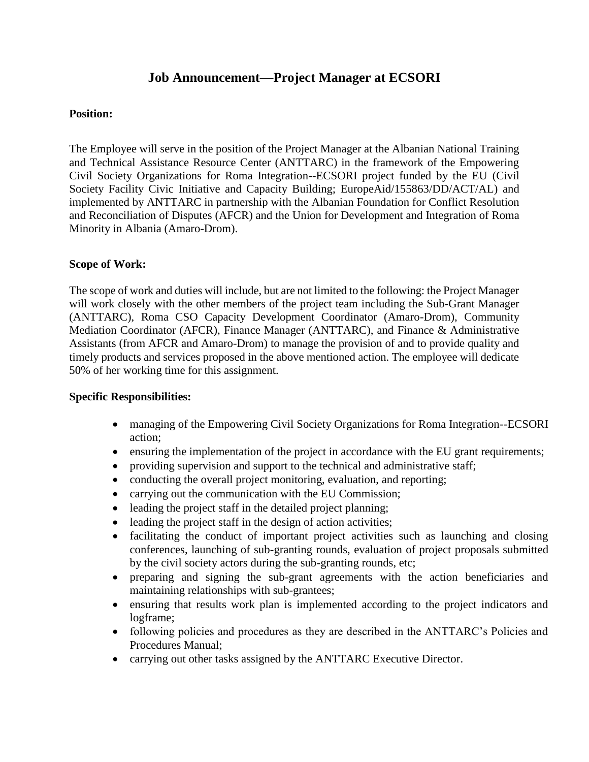# Job Announcement—Project Manager at ECSORI

**Position:**

The Employee will serve in the position of the Project Manager at the Albanian National Training and Technical Assistance Resource Center (ANTTARC) in the framework of the Empowering Civil Society Organizations for Roma Integration--ECSORI project funded by the EU (Civil Society Facility Civic Initiative and Capacity Building; EuropeAid/155863/DD/ACT/AL) and implemented by ANTTARC in partnership with the Albanian Foundation for Conflict Resolution and Reconciliation of Disputes (AFCR) and the Union for Development and Integration of Roma Minority in Albania (Amaro-Drom).

**Scope of Work:**

The scope of work and duties will include, but are not limited to the following: the Project Manager will work closely with the other members of the project team including the Sub-Grant Manager (ANTTARC), Roma CSO Capacity Development Coordinator (Amaro-Drom), Community Mediation Coordinator (AFCR), Finance Manager (ANTTARC), and Finance & Administrative Assistants (from AFCR and Amaro-Drom) to manage the provision of and to provide quality and timely products and services proposed in the above mentioned action. The employee will dedicate 50% of her working time for this assignment.

**Specific Responsibilities:**

- managing of the Empowering Civil Society Organizations for Roma Integration--ECSORI action;
- ensuring the implementation of the project in accordance with the EU grant requirements;
- providing supervision and support to the technical and administrative staff;
- conducting the overall project monitoring, evaluation, and reporting;
- carrying out the communication with the EU Commission;
- leading the project staff in the detailed project planning;
- leading the project staff in the design of action activities;
- facilitating the conduct of important project activities such as launching and closing conferences, launching of sub-granting rounds, evaluation of project proposals submitted by the civil society actors during the sub-granting rounds, etc;
- preparing and signing the sub-grant agreements with the action beneficiaries and maintaining relationships with sub-grantees;
- ensuring that results work plan is implemented according to the project indicators and logframe;
- following policies and procedures as they are described in the ANTTARC's Policies and Procedures Manual;
- carrying out other tasks assigned by the ANTTARC Executive Director.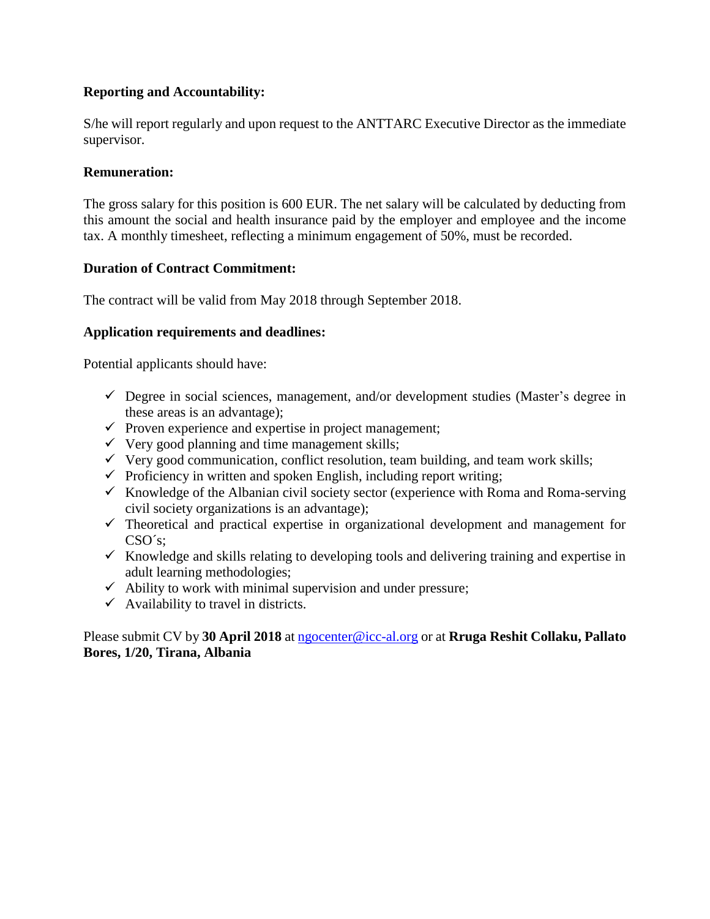**Reporting and Accountability:**

S/he will report regularly and upon request to the ANTTARC Executive Director as the immediate supervisor.

**Remuneration:**

The gross salary for this position is 600 EUR. The net salary will be calculated by deducting from this amount the social and health insurance paid by the employer and employee and the income tax. A monthly timesheet, reflecting a minimum engagement of 50%, must be recorded.

**Duration of Contract Commitment:**

The contract will be valid from May 2018 through September 2018.

**Application requirements and deadlines:**

Potential applicants should have:

- ✓ Degree in social sciences, management, and/or development studies (Master's degree in these areas is an advantage);
- ✓ Proven experience and expertise in project management;
- ✓ Very good planning and time management skills;
- ✓ Very good communication, conflict resolution, team building, and team work skills;
- ✓ Proficiency in written and spoken English, including report writing;
- ✓ Knowledge of the Albanian civil society sector (experience with Roma and Roma-serving civil society organizations is an advantage);
- ✓ Theoretical and practical expertise in organizational development and management for CSO´s;
- ✓ Knowledge and skills relating to developing tools and delivering training and expertise in adult learning methodologies;
- ✓ Ability to work with minimal supervision and under pressure;
- ✓ Availability to travel in districts.

Please submit CV by **30 April 2018** at ngocenter@icc-al.org or at **Rruga Reshit Collaku, Pallato Bores, 1/20, Tirana, Albania**